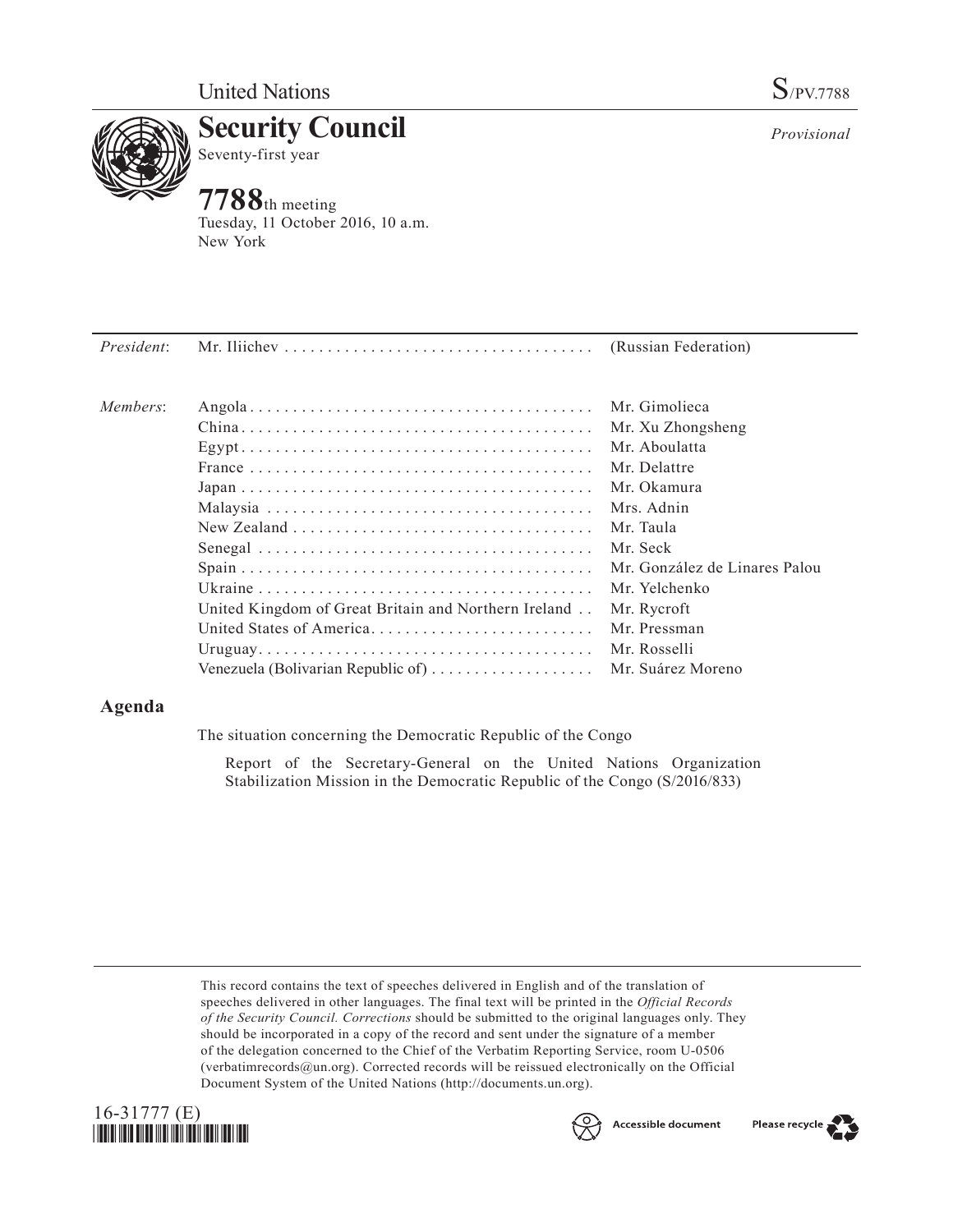United Nations

S/PV.7788

# Security Council

Seventy-first year

*Provisional*

**7788**th meeting
Tuesday, 11 October 2016, 10 a.m.
New York

| | | |
|---|---|---|
| *President*: | Mr. Iliichev | (Russian Federation) |
| *Members*: | Angola | Mr. Gimolieca |
| | China | Mr. Xu Zhongsheng |
| | Egypt | Mr. Aboulatta |
| | France | Mr. Delattre |
| | Japan | Mr. Okamura |
| | Malaysia | Mrs. Adnin |
| | New Zealand | Mr. Taula |
| | Senegal | Mr. Seck |
| | Spain | Mr. González de Linares Palou |
| | Ukraine | Mr. Yelchenko |
| | United Kingdom of Great Britain and Northern Ireland | Mr. Rycroft |
| | United States of America | Mr. Pressman |
| | Uruguay | Mr. Rosselli |
| | Venezuela (Bolivarian Republic of) | Mr. Suárez Moreno |

## Agenda

The situation concerning the Democratic Republic of the Congo

Report of the Secretary-General on the United Nations Organization Stabilization Mission in the Democratic Republic of the Congo (S/2016/833)

This record contains the text of speeches delivered in English and of the translation of speeches delivered in other languages. The final text will be printed in the *Official Records of the Security Council. Corrections* should be submitted to the original languages only. They should be incorporated in a copy of the record and sent under the signature of a member of the delegation concerned to the Chief of the Verbatim Reporting Service, room U-0506 (verbatimrecords@un.org). Corrected records will be reissued electronically on the Official Document System of the United Nations (http://documents.un.org).

16-31777 (E)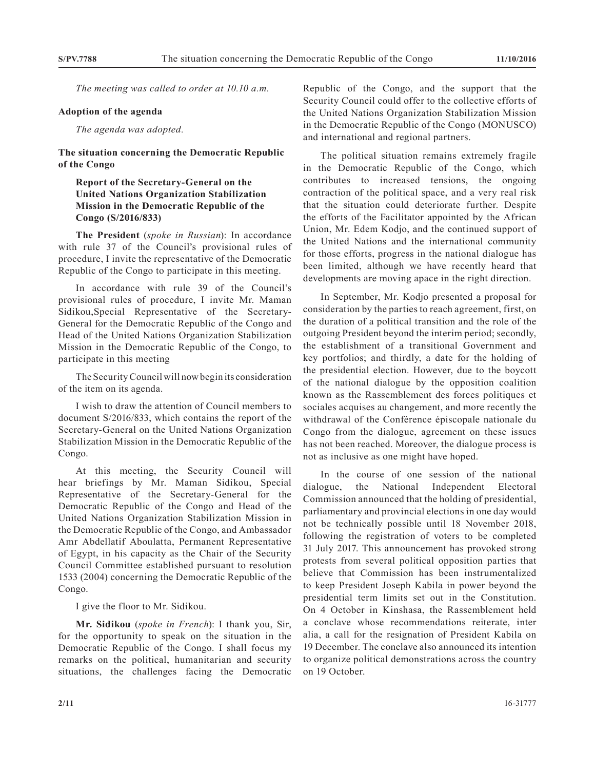*The meeting was called to order at 10.10 a.m.*

**Adoption of the agenda**

*The agenda was adopted.*

**The situation concerning the Democratic Republic of the Congo**

**Report of the Secretary-General on the United Nations Organization Stabilization Mission in the Democratic Republic of the Congo (S/2016/833)**

**The President** (*spoke in Russian*): In accordance with rule 37 of the Council's provisional rules of procedure, I invite the representative of the Democratic Republic of the Congo to participate in this meeting.

In accordance with rule 39 of the Council's provisional rules of procedure, I invite Mr. Maman Sidikou,Special Representative of the Secretary-General for the Democratic Republic of the Congo and Head of the United Nations Organization Stabilization Mission in the Democratic Republic of the Congo, to participate in this meeting

The Security Council will now begin its consideration of the item on its agenda.

I wish to draw the attention of Council members to document S/2016/833, which contains the report of the Secretary-General on the United Nations Organization Stabilization Mission in the Democratic Republic of the Congo.

At this meeting, the Security Council will hear briefings by Mr. Maman Sidikou, Special Representative of the Secretary-General for the Democratic Republic of the Congo and Head of the United Nations Organization Stabilization Mission in the Democratic Republic of the Congo, and Ambassador Amr Abdellatif Aboulatta, Permanent Representative of Egypt, in his capacity as the Chair of the Security Council Committee established pursuant to resolution 1533 (2004) concerning the Democratic Republic of the Congo.

I give the floor to Mr. Sidikou.

**Mr. Sidikou** (*spoke in French*): I thank you, Sir, for the opportunity to speak on the situation in the Democratic Republic of the Congo. I shall focus my remarks on the political, humanitarian and security situations, the challenges facing the Democratic Republic of the Congo, and the support that the Security Council could offer to the collective efforts of the United Nations Organization Stabilization Mission in the Democratic Republic of the Congo (MONUSCO) and international and regional partners.

The political situation remains extremely fragile in the Democratic Republic of the Congo, which contributes to increased tensions, the ongoing contraction of the political space, and a very real risk that the situation could deteriorate further. Despite the efforts of the Facilitator appointed by the African Union, Mr. Edem Kodjo, and the continued support of the United Nations and the international community for those efforts, progress in the national dialogue has been limited, although we have recently heard that developments are moving apace in the right direction.

In September, Mr. Kodjo presented a proposal for consideration by the parties to reach agreement, first, on the duration of a political transition and the role of the outgoing President beyond the interim period; secondly, the establishment of a transitional Government and key portfolios; and thirdly, a date for the holding of the presidential election. However, due to the boycott of the national dialogue by the opposition coalition known as the Rassemblement des forces politiques et sociales acquises au changement, and more recently the withdrawal of the Conférence épiscopale nationale du Congo from the dialogue, agreement on these issues has not been reached. Moreover, the dialogue process is not as inclusive as one might have hoped.

In the course of one session of the national dialogue, the National Independent Electoral Commission announced that the holding of presidential, parliamentary and provincial elections in one day would not be technically possible until 18 November 2018, following the registration of voters to be completed 31 July 2017. This announcement has provoked strong protests from several political opposition parties that believe that Commission has been instrumentalized to keep President Joseph Kabila in power beyond the presidential term limits set out in the Constitution. On 4 October in Kinshasa, the Rassemblement held a conclave whose recommendations reiterate, inter alia, a call for the resignation of President Kabila on 19 December. The conclave also announced its intention to organize political demonstrations across the country on 19 October.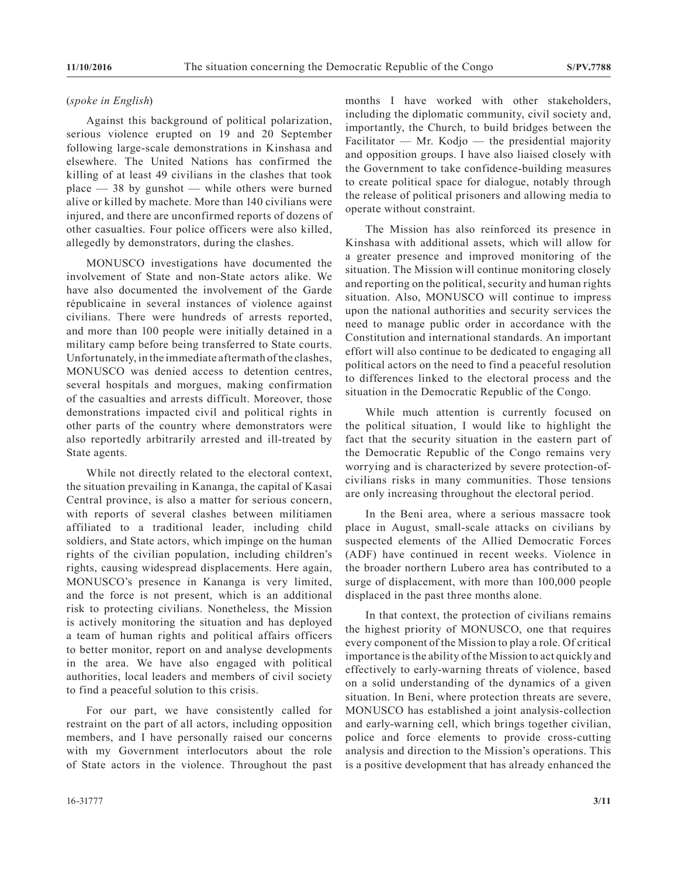(*spoke in English*)

Against this background of political polarization, serious violence erupted on 19 and 20 September following large-scale demonstrations in Kinshasa and elsewhere. The United Nations has confirmed the killing of at least 49 civilians in the clashes that took place — 38 by gunshot — while others were burned alive or killed by machete. More than 140 civilians were injured, and there are unconfirmed reports of dozens of other casualties. Four police officers were also killed, allegedly by demonstrators, during the clashes.

MONUSCO investigations have documented the involvement of State and non-State actors alike. We have also documented the involvement of the Garde républicaine in several instances of violence against civilians. There were hundreds of arrests reported, and more than 100 people were initially detained in a military camp before being transferred to State courts. Unfortunately, in the immediate aftermath of the clashes, MONUSCO was denied access to detention centres, several hospitals and morgues, making confirmation of the casualties and arrests difficult. Moreover, those demonstrations impacted civil and political rights in other parts of the country where demonstrators were also reportedly arbitrarily arrested and ill-treated by State agents.

While not directly related to the electoral context, the situation prevailing in Kananga, the capital of Kasai Central province, is also a matter for serious concern, with reports of several clashes between militiamen affiliated to a traditional leader, including child soldiers, and State actors, which impinge on the human rights of the civilian population, including children's rights, causing widespread displacements. Here again, MONUSCO's presence in Kananga is very limited, and the force is not present, which is an additional risk to protecting civilians. Nonetheless, the Mission is actively monitoring the situation and has deployed a team of human rights and political affairs officers to better monitor, report on and analyse developments in the area. We have also engaged with political authorities, local leaders and members of civil society to find a peaceful solution to this crisis.

For our part, we have consistently called for restraint on the part of all actors, including opposition members, and I have personally raised our concerns with my Government interlocutors about the role of State actors in the violence. Throughout the past months I have worked with other stakeholders, including the diplomatic community, civil society and, importantly, the Church, to build bridges between the Facilitator — Mr. Kodjo — the presidential majority and opposition groups. I have also liaised closely with the Government to take confidence-building measures to create political space for dialogue, notably through the release of political prisoners and allowing media to operate without constraint.

The Mission has also reinforced its presence in Kinshasa with additional assets, which will allow for a greater presence and improved monitoring of the situation. The Mission will continue monitoring closely and reporting on the political, security and human rights situation. Also, MONUSCO will continue to impress upon the national authorities and security services the need to manage public order in accordance with the Constitution and international standards. An important effort will also continue to be dedicated to engaging all political actors on the need to find a peaceful resolution to differences linked to the electoral process and the situation in the Democratic Republic of the Congo.

While much attention is currently focused on the political situation, I would like to highlight the fact that the security situation in the eastern part of the Democratic Republic of the Congo remains very worrying and is characterized by severe protection-of-civilians risks in many communities. Those tensions are only increasing throughout the electoral period.

In the Beni area, where a serious massacre took place in August, small-scale attacks on civilians by suspected elements of the Allied Democratic Forces (ADF) have continued in recent weeks. Violence in the broader northern Lubero area has contributed to a surge of displacement, with more than 100,000 people displaced in the past three months alone.

In that context, the protection of civilians remains the highest priority of MONUSCO, one that requires every component of the Mission to play a role. Of critical importance is the ability of the Mission to act quickly and effectively to early-warning threats of violence, based on a solid understanding of the dynamics of a given situation. In Beni, where protection threats are severe, MONUSCO has established a joint analysis-collection and early-warning cell, which brings together civilian, police and force elements to provide cross-cutting analysis and direction to the Mission's operations. This is a positive development that has already enhanced the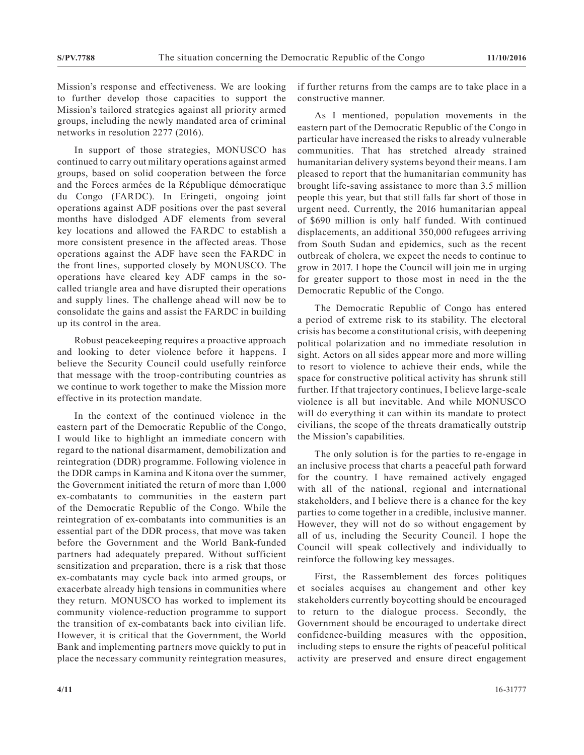Mission's response and effectiveness. We are looking to further develop those capacities to support the Mission's tailored strategies against all priority armed groups, including the newly mandated area of criminal networks in resolution 2277 (2016).

In support of those strategies, MONUSCO has continued to carry out military operations against armed groups, based on solid cooperation between the force and the Forces armées de la République démocratique du Congo (FARDC). In Eringeti, ongoing joint operations against ADF positions over the past several months have dislodged ADF elements from several key locations and allowed the FARDC to establish a more consistent presence in the affected areas. Those operations against the ADF have seen the FARDC in the front lines, supported closely by MONUSCO. The operations have cleared key ADF camps in the so-called triangle area and have disrupted their operations and supply lines. The challenge ahead will now be to consolidate the gains and assist the FARDC in building up its control in the area.

Robust peacekeeping requires a proactive approach and looking to deter violence before it happens. I believe the Security Council could usefully reinforce that message with the troop-contributing countries as we continue to work together to make the Mission more effective in its protection mandate.

In the context of the continued violence in the eastern part of the Democratic Republic of the Congo, I would like to highlight an immediate concern with regard to the national disarmament, demobilization and reintegration (DDR) programme. Following violence in the DDR camps in Kamina and Kitona over the summer, the Government initiated the return of more than 1,000 ex-combatants to communities in the eastern part of the Democratic Republic of the Congo. While the reintegration of ex-combatants into communities is an essential part of the DDR process, that move was taken before the Government and the World Bank-funded partners had adequately prepared. Without sufficient sensitization and preparation, there is a risk that those ex-combatants may cycle back into armed groups, or exacerbate already high tensions in communities where they return. MONUSCO has worked to implement its community violence-reduction programme to support the transition of ex-combatants back into civilian life. However, it is critical that the Government, the World Bank and implementing partners move quickly to put in place the necessary community reintegration measures, if further returns from the camps are to take place in a constructive manner.

As I mentioned, population movements in the eastern part of the Democratic Republic of the Congo in particular have increased the risks to already vulnerable communities. That has stretched already strained humanitarian delivery systems beyond their means. I am pleased to report that the humanitarian community has brought life-saving assistance to more than 3.5 million people this year, but that still falls far short of those in urgent need. Currently, the 2016 humanitarian appeal of \$690 million is only half funded. With continued displacements, an additional 350,000 refugees arriving from South Sudan and epidemics, such as the recent outbreak of cholera, we expect the needs to continue to grow in 2017. I hope the Council will join me in urging for greater support to those most in need in the the Democratic Republic of the Congo.

The Democratic Republic of Congo has entered a period of extreme risk to its stability. The electoral crisis has become a constitutional crisis, with deepening political polarization and no immediate resolution in sight. Actors on all sides appear more and more willing to resort to violence to achieve their ends, while the space for constructive political activity has shrunk still further. If that trajectory continues, I believe large-scale violence is all but inevitable. And while MONUSCO will do everything it can within its mandate to protect civilians, the scope of the threats dramatically outstrip the Mission's capabilities.

The only solution is for the parties to re-engage in an inclusive process that charts a peaceful path forward for the country. I have remained actively engaged with all of the national, regional and international stakeholders, and I believe there is a chance for the key parties to come together in a credible, inclusive manner. However, they will not do so without engagement by all of us, including the Security Council. I hope the Council will speak collectively and individually to reinforce the following key messages.

First, the Rassemblement des forces politiques et sociales acquises au changement and other key stakeholders currently boycotting should be encouraged to return to the dialogue process. Secondly, the Government should be encouraged to undertake direct confidence-building measures with the opposition, including steps to ensure the rights of peaceful political activity are preserved and ensure direct engagement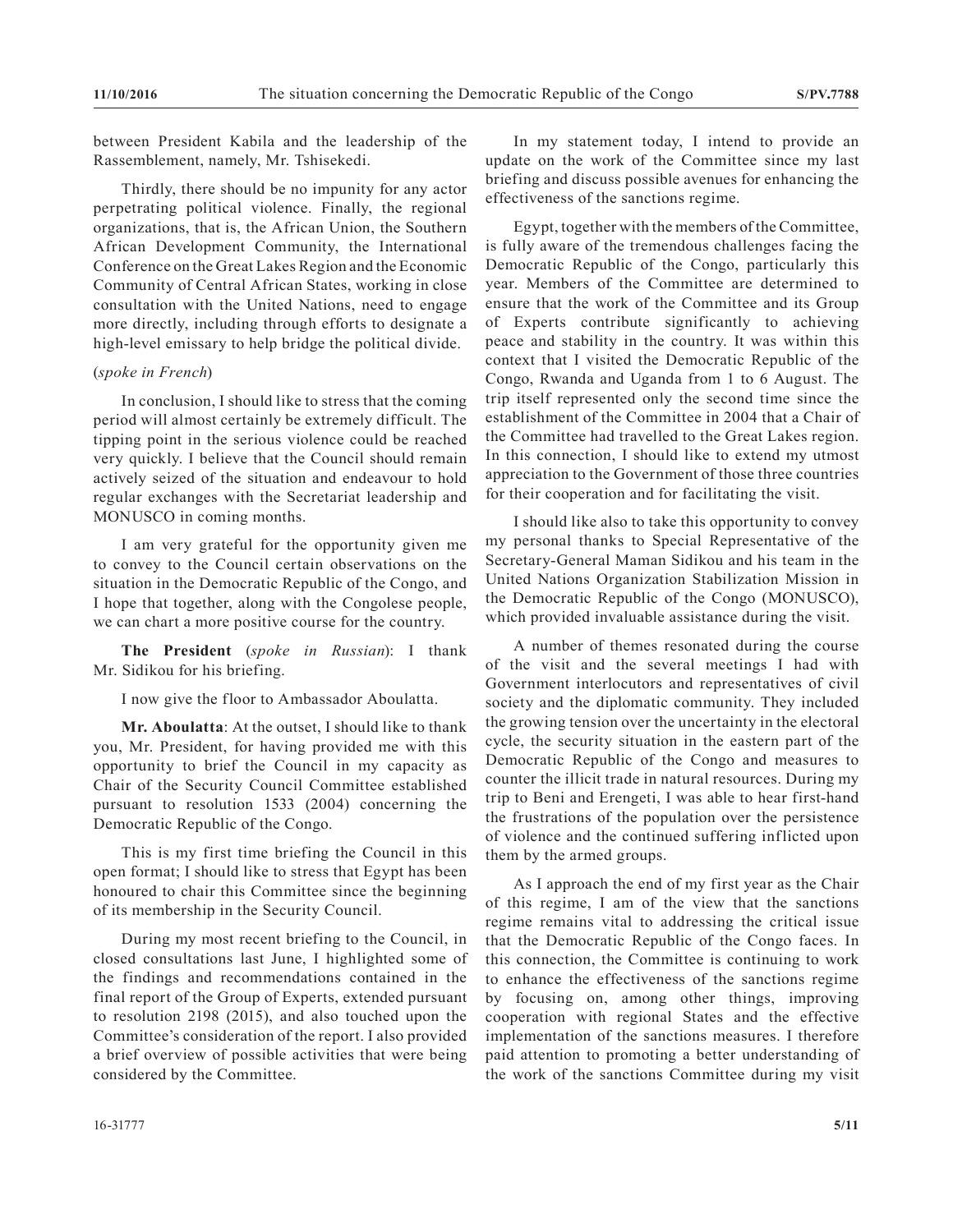between President Kabila and the leadership of the Rassemblement, namely, Mr. Tshisekedi.

Thirdly, there should be no impunity for any actor perpetrating political violence. Finally, the regional organizations, that is, the African Union, the Southern African Development Community, the International Conference on the Great Lakes Region and the Economic Community of Central African States, working in close consultation with the United Nations, need to engage more directly, including through efforts to designate a high-level emissary to help bridge the political divide.

(*spoke in French*)

In conclusion, I should like to stress that the coming period will almost certainly be extremely difficult. The tipping point in the serious violence could be reached very quickly. I believe that the Council should remain actively seized of the situation and endeavour to hold regular exchanges with the Secretariat leadership and MONUSCO in coming months.

I am very grateful for the opportunity given me to convey to the Council certain observations on the situation in the Democratic Republic of the Congo, and I hope that together, along with the Congolese people, we can chart a more positive course for the country.

**The President** (*spoke in Russian*): I thank Mr. Sidikou for his briefing.

I now give the floor to Ambassador Aboulatta.

**Mr. Aboulatta**: At the outset, I should like to thank you, Mr. President, for having provided me with this opportunity to brief the Council in my capacity as Chair of the Security Council Committee established pursuant to resolution 1533 (2004) concerning the Democratic Republic of the Congo.

This is my first time briefing the Council in this open format; I should like to stress that Egypt has been honoured to chair this Committee since the beginning of its membership in the Security Council.

During my most recent briefing to the Council, in closed consultations last June, I highlighted some of the findings and recommendations contained in the final report of the Group of Experts, extended pursuant to resolution 2198 (2015), and also touched upon the Committee's consideration of the report. I also provided a brief overview of possible activities that were being considered by the Committee.

In my statement today, I intend to provide an update on the work of the Committee since my last briefing and discuss possible avenues for enhancing the effectiveness of the sanctions regime.

Egypt, together with the members of the Committee, is fully aware of the tremendous challenges facing the Democratic Republic of the Congo, particularly this year. Members of the Committee are determined to ensure that the work of the Committee and its Group of Experts contribute significantly to achieving peace and stability in the country. It was within this context that I visited the Democratic Republic of the Congo, Rwanda and Uganda from 1 to 6 August. The trip itself represented only the second time since the establishment of the Committee in 2004 that a Chair of the Committee had travelled to the Great Lakes region. In this connection, I should like to extend my utmost appreciation to the Government of those three countries for their cooperation and for facilitating the visit.

I should like also to take this opportunity to convey my personal thanks to Special Representative of the Secretary-General Maman Sidikou and his team in the United Nations Organization Stabilization Mission in the Democratic Republic of the Congo (MONUSCO), which provided invaluable assistance during the visit.

A number of themes resonated during the course of the visit and the several meetings I had with Government interlocutors and representatives of civil society and the diplomatic community. They included the growing tension over the uncertainty in the electoral cycle, the security situation in the eastern part of the Democratic Republic of the Congo and measures to counter the illicit trade in natural resources. During my trip to Beni and Erengeti, I was able to hear first-hand the frustrations of the population over the persistence of violence and the continued suffering inflicted upon them by the armed groups.

As I approach the end of my first year as the Chair of this regime, I am of the view that the sanctions regime remains vital to addressing the critical issue that the Democratic Republic of the Congo faces. In this connection, the Committee is continuing to work to enhance the effectiveness of the sanctions regime by focusing on, among other things, improving cooperation with regional States and the effective implementation of the sanctions measures. I therefore paid attention to promoting a better understanding of the work of the sanctions Committee during my visit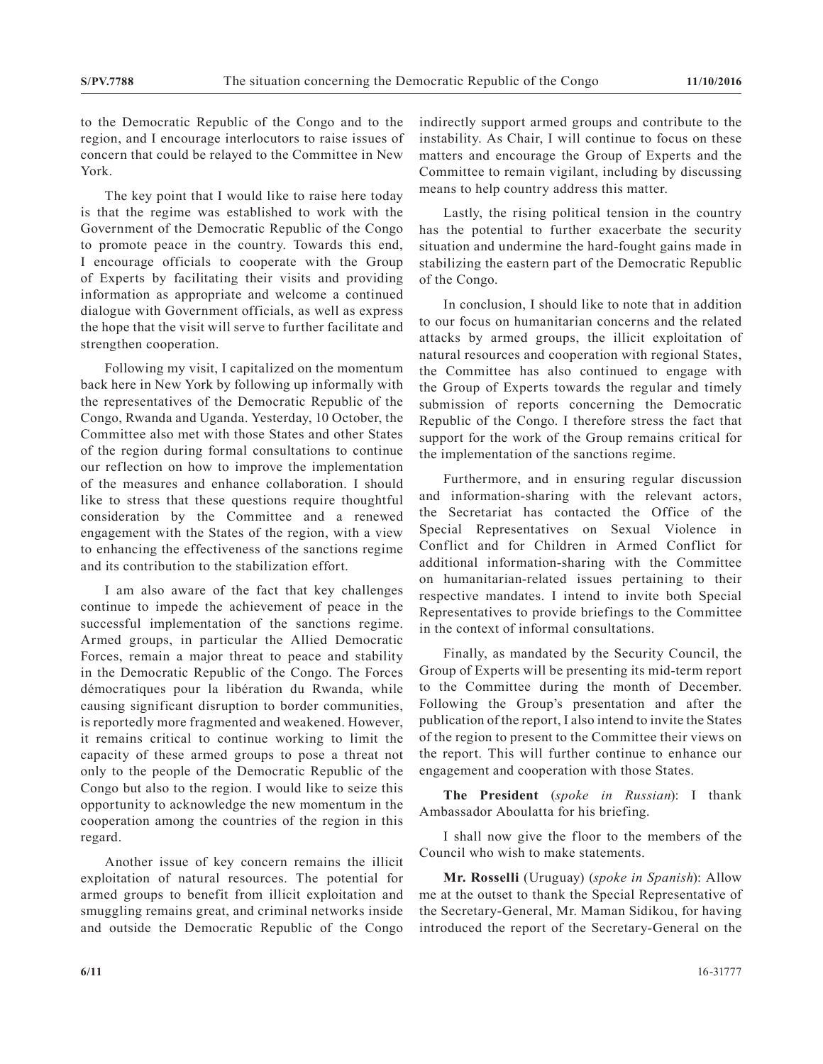to the Democratic Republic of the Congo and to the region, and I encourage interlocutors to raise issues of concern that could be relayed to the Committee in New York.

The key point that I would like to raise here today is that the regime was established to work with the Government of the Democratic Republic of the Congo to promote peace in the country. Towards this end, I encourage officials to cooperate with the Group of Experts by facilitating their visits and providing information as appropriate and welcome a continued dialogue with Government officials, as well as express the hope that the visit will serve to further facilitate and strengthen cooperation.

Following my visit, I capitalized on the momentum back here in New York by following up informally with the representatives of the Democratic Republic of the Congo, Rwanda and Uganda. Yesterday, 10 October, the Committee also met with those States and other States of the region during formal consultations to continue our reflection on how to improve the implementation of the measures and enhance collaboration. I should like to stress that these questions require thoughtful consideration by the Committee and a renewed engagement with the States of the region, with a view to enhancing the effectiveness of the sanctions regime and its contribution to the stabilization effort.

I am also aware of the fact that key challenges continue to impede the achievement of peace in the successful implementation of the sanctions regime. Armed groups, in particular the Allied Democratic Forces, remain a major threat to peace and stability in the Democratic Republic of the Congo. The Forces démocratiques pour la libération du Rwanda, while causing significant disruption to border communities, is reportedly more fragmented and weakened. However, it remains critical to continue working to limit the capacity of these armed groups to pose a threat not only to the people of the Democratic Republic of the Congo but also to the region. I would like to seize this opportunity to acknowledge the new momentum in the cooperation among the countries of the region in this regard.

Another issue of key concern remains the illicit exploitation of natural resources. The potential for armed groups to benefit from illicit exploitation and smuggling remains great, and criminal networks inside and outside the Democratic Republic of the Congo indirectly support armed groups and contribute to the instability. As Chair, I will continue to focus on these matters and encourage the Group of Experts and the Committee to remain vigilant, including by discussing means to help country address this matter.

Lastly, the rising political tension in the country has the potential to further exacerbate the security situation and undermine the hard-fought gains made in stabilizing the eastern part of the Democratic Republic of the Congo.

In conclusion, I should like to note that in addition to our focus on humanitarian concerns and the related attacks by armed groups, the illicit exploitation of natural resources and cooperation with regional States, the Committee has also continued to engage with the Group of Experts towards the regular and timely submission of reports concerning the Democratic Republic of the Congo. I therefore stress the fact that support for the work of the Group remains critical for the implementation of the sanctions regime.

Furthermore, and in ensuring regular discussion and information-sharing with the relevant actors, the Secretariat has contacted the Office of the Special Representatives on Sexual Violence in Conflict and for Children in Armed Conflict for additional information-sharing with the Committee on humanitarian-related issues pertaining to their respective mandates. I intend to invite both Special Representatives to provide briefings to the Committee in the context of informal consultations.

Finally, as mandated by the Security Council, the Group of Experts will be presenting its mid-term report to the Committee during the month of December. Following the Group's presentation and after the publication of the report, I also intend to invite the States of the region to present to the Committee their views on the report. This will further continue to enhance our engagement and cooperation with those States.

**The President** (*spoke in Russian*): I thank Ambassador Aboulatta for his briefing.

I shall now give the floor to the members of the Council who wish to make statements.

**Mr. Rosselli** (Uruguay) (*spoke in Spanish*): Allow me at the outset to thank the Special Representative of the Secretary-General, Mr. Maman Sidikou, for having introduced the report of the Secretary-General on the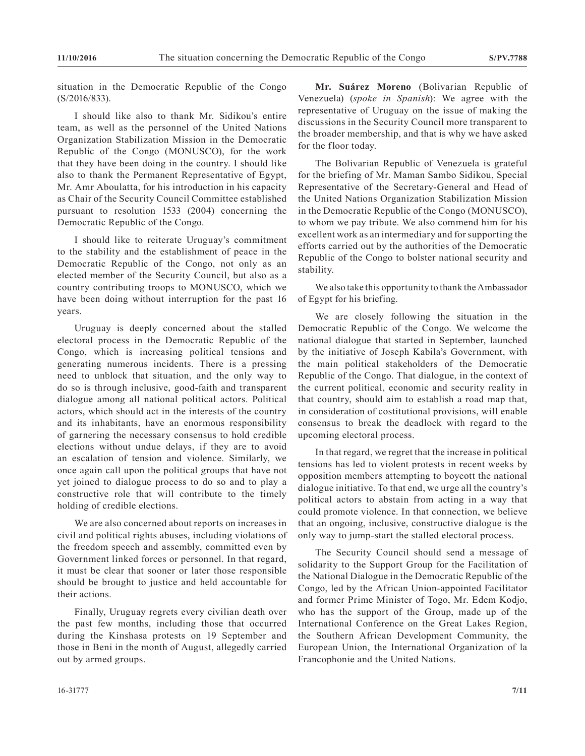situation in the Democratic Republic of the Congo (S/2016/833).

I should like also to thank Mr. Sidikou's entire team, as well as the personnel of the United Nations Organization Stabilization Mission in the Democratic Republic of the Congo (MONUSCO), for the work that they have been doing in the country. I should like also to thank the Permanent Representative of Egypt, Mr. Amr Aboulatta, for his introduction in his capacity as Chair of the Security Council Committee established pursuant to resolution 1533 (2004) concerning the Democratic Republic of the Congo.

I should like to reiterate Uruguay's commitment to the stability and the establishment of peace in the Democratic Republic of the Congo, not only as an elected member of the Security Council, but also as a country contributing troops to MONUSCO, which we have been doing without interruption for the past 16 years.

Uruguay is deeply concerned about the stalled electoral process in the Democratic Republic of the Congo, which is increasing political tensions and generating numerous incidents. There is a pressing need to unblock that situation, and the only way to do so is through inclusive, good-faith and transparent dialogue among all national political actors. Political actors, which should act in the interests of the country and its inhabitants, have an enormous responsibility of garnering the necessary consensus to hold credible elections without undue delays, if they are to avoid an escalation of tension and violence. Similarly, we once again call upon the political groups that have not yet joined to dialogue process to do so and to play a constructive role that will contribute to the timely holding of credible elections.

We are also concerned about reports on increases in civil and political rights abuses, including violations of the freedom speech and assembly, committed even by Government linked forces or personnel. In that regard, it must be clear that sooner or later those responsible should be brought to justice and held accountable for their actions.

Finally, Uruguay regrets every civilian death over the past few months, including those that occurred during the Kinshasa protests on 19 September and those in Beni in the month of August, allegedly carried out by armed groups.

**Mr. Suárez Moreno** (Bolivarian Republic of Venezuela) (*spoke in Spanish*): We agree with the representative of Uruguay on the issue of making the discussions in the Security Council more transparent to the broader membership, and that is why we have asked for the floor today.

The Bolivarian Republic of Venezuela is grateful for the briefing of Mr. Maman Sambo Sidikou, Special Representative of the Secretary-General and Head of the United Nations Organization Stabilization Mission in the Democratic Republic of the Congo (MONUSCO), to whom we pay tribute. We also commend him for his excellent work as an intermediary and for supporting the efforts carried out by the authorities of the Democratic Republic of the Congo to bolster national security and stability.

We also take this opportunity to thank the Ambassador of Egypt for his briefing.

We are closely following the situation in the Democratic Republic of the Congo. We welcome the national dialogue that started in September, launched by the initiative of Joseph Kabila's Government, with the main political stakeholders of the Democratic Republic of the Congo. That dialogue, in the context of the current political, economic and security reality in that country, should aim to establish a road map that, in consideration of costitutional provisions, will enable consensus to break the deadlock with regard to the upcoming electoral process.

In that regard, we regret that the increase in political tensions has led to violent protests in recent weeks by opposition members attempting to boycott the national dialogue initiative. To that end, we urge all the country's political actors to abstain from acting in a way that could promote violence. In that connection, we believe that an ongoing, inclusive, constructive dialogue is the only way to jump-start the stalled electoral process.

The Security Council should send a message of solidarity to the Support Group for the Facilitation of the National Dialogue in the Democratic Republic of the Congo, led by the African Union-appointed Facilitator and former Prime Minister of Togo, Mr. Edem Kodjo, who has the support of the Group, made up of the International Conference on the Great Lakes Region, the Southern African Development Community, the European Union, the International Organization of la Francophonie and the United Nations.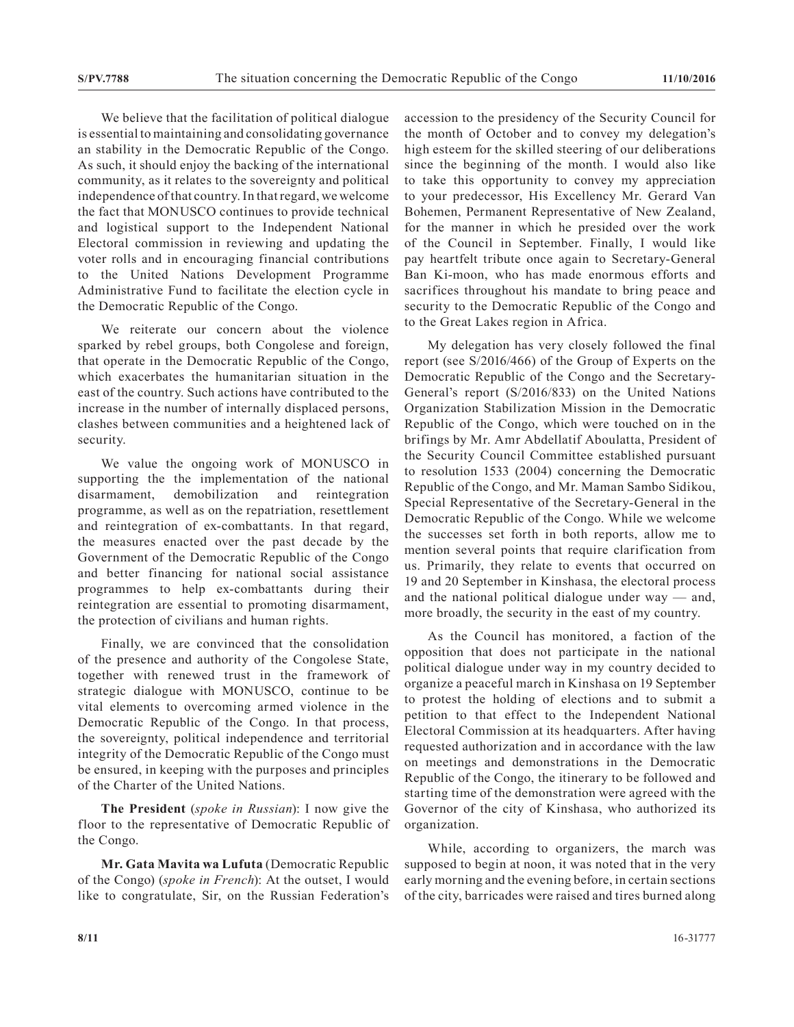We believe that the facilitation of political dialogue is essential to maintaining and consolidating governance an stability in the Democratic Republic of the Congo. As such, it should enjoy the backing of the international community, as it relates to the sovereignty and political independence of that country. In that regard, we welcome the fact that MONUSCO continues to provide technical and logistical support to the Independent National Electoral commission in reviewing and updating the voter rolls and in encouraging financial contributions to the United Nations Development Programme Administrative Fund to facilitate the election cycle in the Democratic Republic of the Congo.

We reiterate our concern about the violence sparked by rebel groups, both Congolese and foreign, that operate in the Democratic Republic of the Congo, which exacerbates the humanitarian situation in the east of the country. Such actions have contributed to the increase in the number of internally displaced persons, clashes between communities and a heightened lack of security.

We value the ongoing work of MONUSCO in supporting the the implementation of the national disarmament, demobilization and reintegration programme, as well as on the repatriation, resettlement and reintegration of ex-combattants. In that regard, the measures enacted over the past decade by the Government of the Democratic Republic of the Congo and better financing for national social assistance programmes to help ex-combattants during their reintegration are essential to promoting disarmament, the protection of civilians and human rights.

Finally, we are convinced that the consolidation of the presence and authority of the Congolese State, together with renewed trust in the framework of strategic dialogue with MONUSCO, continue to be vital elements to overcoming armed violence in the Democratic Republic of the Congo. In that process, the sovereignty, political independence and territorial integrity of the Democratic Republic of the Congo must be ensured, in keeping with the purposes and principles of the Charter of the United Nations.

**The President** (*spoke in Russian*): I now give the floor to the representative of Democratic Republic of the Congo.

**Mr. Gata Mavita wa Lufuta** (Democratic Republic of the Congo) (*spoke in French*): At the outset, I would like to congratulate, Sir, on the Russian Federation's accession to the presidency of the Security Council for the month of October and to convey my delegation's high esteem for the skilled steering of our deliberations since the beginning of the month. I would also like to take this opportunity to convey my appreciation to your predecessor, His Excellency Mr. Gerard Van Bohemen, Permanent Representative of New Zealand, for the manner in which he presided over the work of the Council in September. Finally, I would like pay heartfelt tribute once again to Secretary-General Ban Ki-moon, who has made enormous efforts and sacrifices throughout his mandate to bring peace and security to the Democratic Republic of the Congo and to the Great Lakes region in Africa.

My delegation has very closely followed the final report (see S/2016/466) of the Group of Experts on the Democratic Republic of the Congo and the Secretary-General's report (S/2016/833) on the United Nations Organization Stabilization Mission in the Democratic Republic of the Congo, which were touched on in the brifings by Mr. Amr Abdellatif Aboulatta, President of the Security Council Committee established pursuant to resolution 1533 (2004) concerning the Democratic Republic of the Congo, and Mr. Maman Sambo Sidikou, Special Representative of the Secretary-General in the Democratic Republic of the Congo. While we welcome the successes set forth in both reports, allow me to mention several points that require clarification from us. Primarily, they relate to events that occurred on 19 and 20 September in Kinshasa, the electoral process and the national political dialogue under way — and, more broadly, the security in the east of my country.

As the Council has monitored, a faction of the opposition that does not participate in the national political dialogue under way in my country decided to organize a peaceful march in Kinshasa on 19 September to protest the holding of elections and to submit a petition to that effect to the Independent National Electoral Commission at its headquarters. After having requested authorization and in accordance with the law on meetings and demonstrations in the Democratic Republic of the Congo, the itinerary to be followed and starting time of the demonstration were agreed with the Governor of the city of Kinshasa, who authorized its organization.

While, according to organizers, the march was supposed to begin at noon, it was noted that in the very early morning and the evening before, in certain sections of the city, barricades were raised and tires burned along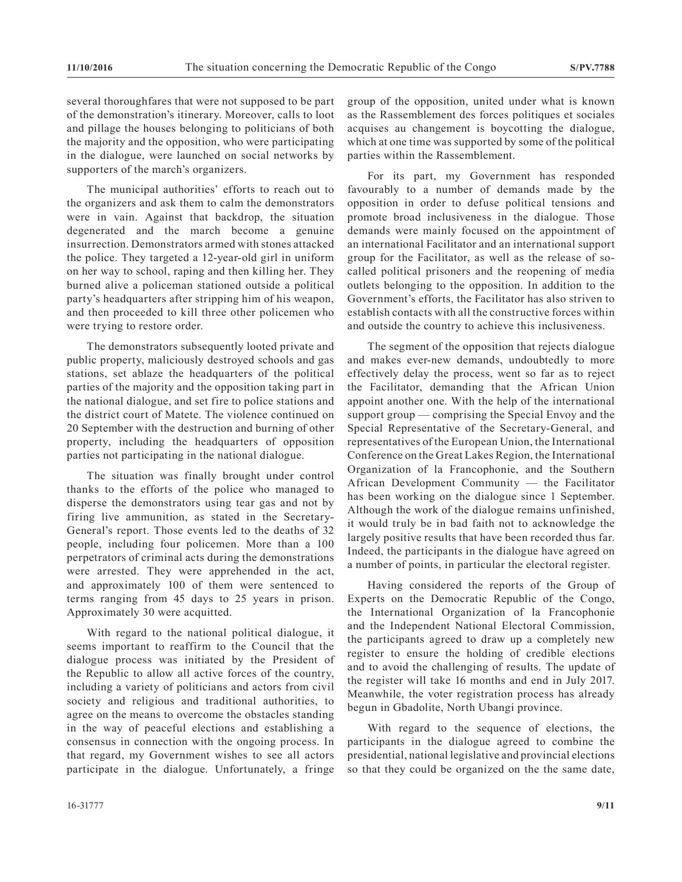several thoroughfares that were not supposed to be part of the demonstration's itinerary. Moreover, calls to loot and pillage the houses belonging to politicians of both the majority and the opposition, who were participating in the dialogue, were launched on social networks by supporters of the march's organizers.

The municipal authorities' efforts to reach out to the organizers and ask them to calm the demonstrators were in vain. Against that backdrop, the situation degenerated and the march become a genuine insurrection. Demonstrators armed with stones attacked the police. They targeted a 12-year-old girl in uniform on her way to school, raping and then killing her. They burned alive a policeman stationed outside a political party's headquarters after stripping him of his weapon, and then proceeded to kill three other policemen who were trying to restore order.

The demonstrators subsequently looted private and public property, maliciously destroyed schools and gas stations, set ablaze the headquarters of the political parties of the majority and the opposition taking part in the national dialogue, and set fire to police stations and the district court of Matete. The violence continued on 20 September with the destruction and burning of other property, including the headquarters of opposition parties not participating in the national dialogue.

The situation was finally brought under control thanks to the efforts of the police who managed to disperse the demonstrators using tear gas and not by firing live ammunition, as stated in the Secretary-General's report. Those events led to the deaths of 32 people, including four policemen. More than a 100 perpetrators of criminal acts during the demonstrations were arrested. They were apprehended in the act, and approximately 100 of them were sentenced to terms ranging from 45 days to 25 years in prison. Approximately 30 were acquitted.

With regard to the national political dialogue, it seems important to reaffirm to the Council that the dialogue process was initiated by the President of the Republic to allow all active forces of the country, including a variety of politicians and actors from civil society and religious and traditional authorities, to agree on the means to overcome the obstacles standing in the way of peaceful elections and establishing a consensus in connection with the ongoing process. In that regard, my Government wishes to see all actors participate in the dialogue. Unfortunately, a fringe group of the opposition, united under what is known as the Rassemblement des forces politiques et sociales acquises au changement is boycotting the dialogue, which at one time was supported by some of the political parties within the Rassemblement.

For its part, my Government has responded favourably to a number of demands made by the opposition in order to defuse political tensions and promote broad inclusiveness in the dialogue. Those demands were mainly focused on the appointment of an international Facilitator and an international support group for the Facilitator, as well as the release of so-called political prisoners and the reopening of media outlets belonging to the opposition. In addition to the Government's efforts, the Facilitator has also striven to establish contacts with all the constructive forces within and outside the country to achieve this inclusiveness.

The segment of the opposition that rejects dialogue and makes ever-new demands, undoubtedly to more effectively delay the process, went so far as to reject the Facilitator, demanding that the African Union appoint another one. With the help of the international support group — comprising the Special Envoy and the Special Representative of the Secretary-General, and representatives of the European Union, the International Conference on the Great Lakes Region, the International Organization of la Francophonie, and the Southern African Development Community — the Facilitator has been working on the dialogue since 1 September. Although the work of the dialogue remains unfinished, it would truly be in bad faith not to acknowledge the largely positive results that have been recorded thus far. Indeed, the participants in the dialogue have agreed on a number of points, in particular the electoral register.

Having considered the reports of the Group of Experts on the Democratic Republic of the Congo, the International Organization of la Francophonie and the Independent National Electoral Commission, the participants agreed to draw up a completely new register to ensure the holding of credible elections and to avoid the challenging of results. The update of the register will take 16 months and end in July 2017. Meanwhile, the voter registration process has already begun in Gbadolite, North Ubangi province.

With regard to the sequence of elections, the participants in the dialogue agreed to combine the presidential, national legislative and provincial elections so that they could be organized on the the same date,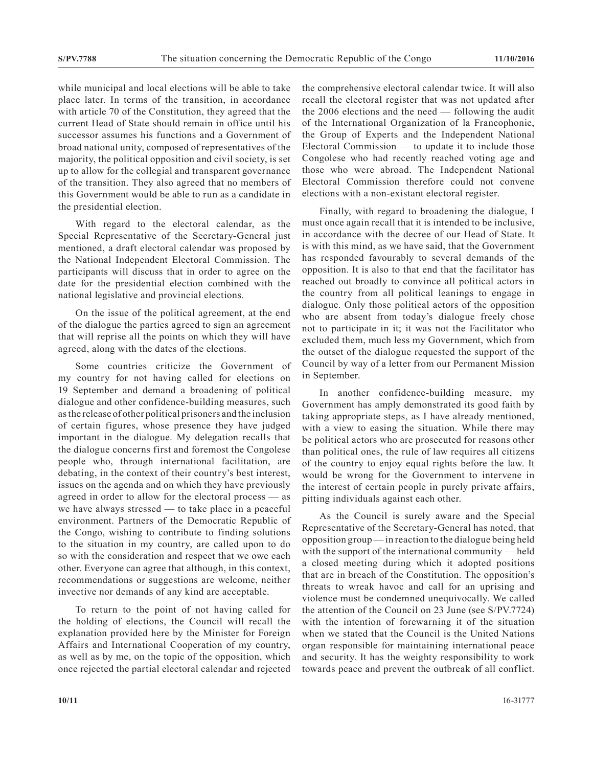while municipal and local elections will be able to take place later. In terms of the transition, in accordance with article 70 of the Constitution, they agreed that the current Head of State should remain in office until his successor assumes his functions and a Government of broad national unity, composed of representatives of the majority, the political opposition and civil society, is set up to allow for the collegial and transparent governance of the transition. They also agreed that no members of this Government would be able to run as a candidate in the presidential election.

With regard to the electoral calendar, as the Special Representative of the Secretary-General just mentioned, a draft electoral calendar was proposed by the National Independent Electoral Commission. The participants will discuss that in order to agree on the date for the presidential election combined with the national legislative and provincial elections.

On the issue of the political agreement, at the end of the dialogue the parties agreed to sign an agreement that will reprise all the points on which they will have agreed, along with the dates of the elections.

Some countries criticize the Government of my country for not having called for elections on 19 September and demand a broadening of political dialogue and other confidence-building measures, such as the release of other political prisoners and the inclusion of certain figures, whose presence they have judged important in the dialogue. My delegation recalls that the dialogue concerns first and foremost the Congolese people who, through international facilitation, are debating, in the context of their country's best interest, issues on the agenda and on which they have previously agreed in order to allow for the electoral process — as we have always stressed — to take place in a peaceful environment. Partners of the Democratic Republic of the Congo, wishing to contribute to finding solutions to the situation in my country, are called upon to do so with the consideration and respect that we owe each other. Everyone can agree that although, in this context, recommendations or suggestions are welcome, neither invective nor demands of any kind are acceptable.

To return to the point of not having called for the holding of elections, the Council will recall the explanation provided here by the Minister for Foreign Affairs and International Cooperation of my country, as well as by me, on the topic of the opposition, which once rejected the partial electoral calendar and rejected the comprehensive electoral calendar twice. It will also recall the electoral register that was not updated after the 2006 elections and the need — following the audit of the International Organization of la Francophonie, the Group of Experts and the Independent National Electoral Commission — to update it to include those Congolese who had recently reached voting age and those who were abroad. The Independent National Electoral Commission therefore could not convene elections with a non-existant electoral register.

Finally, with regard to broadening the dialogue, I must once again recall that it is intended to be inclusive, in accordance with the decree of our Head of State. It is with this mind, as we have said, that the Government has responded favourably to several demands of the opposition. It is also to that end that the facilitator has reached out broadly to convince all political actors in the country from all political leanings to engage in dialogue. Only those political actors of the opposition who are absent from today's dialogue freely chose not to participate in it; it was not the Facilitator who excluded them, much less my Government, which from the outset of the dialogue requested the support of the Council by way of a letter from our Permanent Mission in September.

In another confidence-building measure, my Government has amply demonstrated its good faith by taking appropriate steps, as I have already mentioned, with a view to easing the situation. While there may be political actors who are prosecuted for reasons other than political ones, the rule of law requires all citizens of the country to enjoy equal rights before the law. It would be wrong for the Government to intervene in the interest of certain people in purely private affairs, pitting individuals against each other.

As the Council is surely aware and the Special Representative of the Secretary-General has noted, that opposition group — in reaction to the dialogue being held with the support of the international community — held a closed meeting during which it adopted positions that are in breach of the Constitution. The opposition's threats to wreak havoc and call for an uprising and violence must be condemned unequivocally. We called the attention of the Council on 23 June (see S/PV.7724) with the intention of forewarning it of the situation when we stated that the Council is the United Nations organ responsible for maintaining international peace and security. It has the weighty responsibility to work towards peace and prevent the outbreak of all conflict.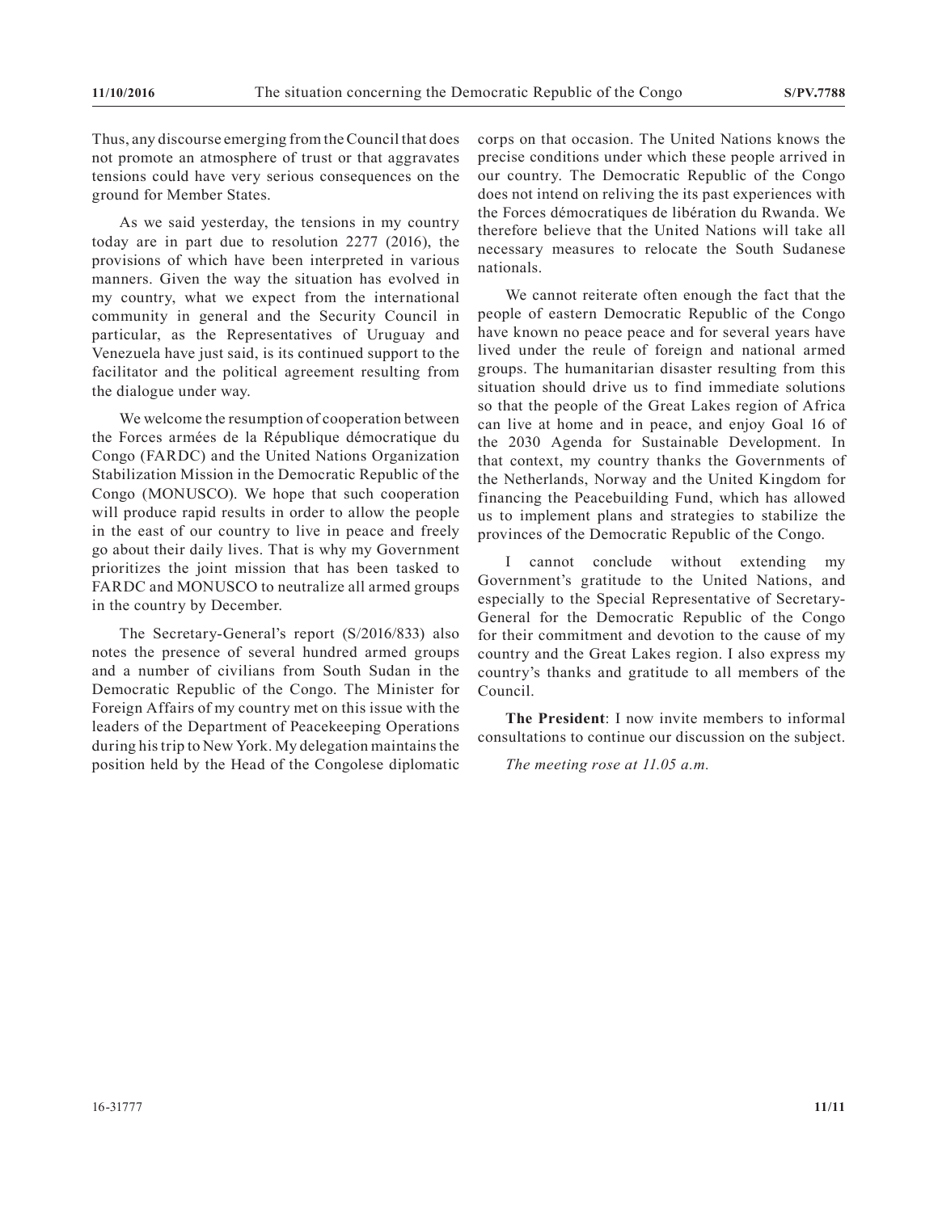Thus, any discourse emerging from the Council that does not promote an atmosphere of trust or that aggravates tensions could have very serious consequences on the ground for Member States.

As we said yesterday, the tensions in my country today are in part due to resolution 2277 (2016), the provisions of which have been interpreted in various manners. Given the way the situation has evolved in my country, what we expect from the international community in general and the Security Council in particular, as the Representatives of Uruguay and Venezuela have just said, is its continued support to the facilitator and the political agreement resulting from the dialogue under way.

We welcome the resumption of cooperation between the Forces armées de la République démocratique du Congo (FARDC) and the United Nations Organization Stabilization Mission in the Democratic Republic of the Congo (MONUSCO). We hope that such cooperation will produce rapid results in order to allow the people in the east of our country to live in peace and freely go about their daily lives. That is why my Government prioritizes the joint mission that has been tasked to FARDC and MONUSCO to neutralize all armed groups in the country by December.

The Secretary-General's report (S/2016/833) also notes the presence of several hundred armed groups and a number of civilians from South Sudan in the Democratic Republic of the Congo. The Minister for Foreign Affairs of my country met on this issue with the leaders of the Department of Peacekeeping Operations during his trip to New York. My delegation maintains the position held by the Head of the Congolese diplomatic corps on that occasion. The United Nations knows the precise conditions under which these people arrived in our country. The Democratic Republic of the Congo does not intend on reliving the its past experiences with the Forces démocratiques de libération du Rwanda. We therefore believe that the United Nations will take all necessary measures to relocate the South Sudanese nationals.

We cannot reiterate often enough the fact that the people of eastern Democratic Republic of the Congo have known no peace peace and for several years have lived under the reule of foreign and national armed groups. The humanitarian disaster resulting from this situation should drive us to find immediate solutions so that the people of the Great Lakes region of Africa can live at home and in peace, and enjoy Goal 16 of the 2030 Agenda for Sustainable Development. In that context, my country thanks the Governments of the Netherlands, Norway and the United Kingdom for financing the Peacebuilding Fund, which has allowed us to implement plans and strategies to stabilize the provinces of the Democratic Republic of the Congo.

I cannot conclude without extending my Government's gratitude to the United Nations, and especially to the Special Representative of Secretary-General for the Democratic Republic of the Congo for their commitment and devotion to the cause of my country and the Great Lakes region. I also express my country's thanks and gratitude to all members of the Council.

**The President**: I now invite members to informal consultations to continue our discussion on the subject.

*The meeting rose at 11.05 a.m.*